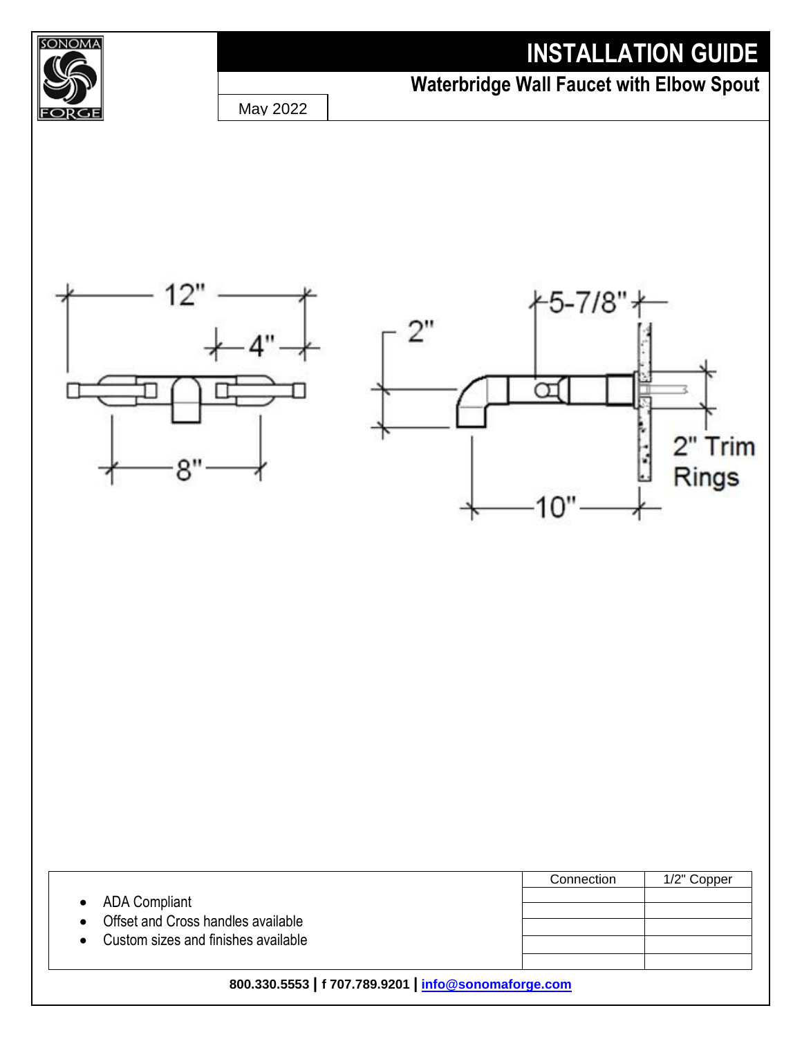# INSTALLATION GUIDE

## Waterbridge Wall Faucet with Elbow Spout

May 2022

12"

4"

8"

2"

5-7/8"

2" Trim Rings

10"

- ADA Compliant
- Offset and Cross handles available
- Custom sizes and finishes available

| Connection | 1/2" Copper |
|---|---|
| | |
| | |
| | |
| | |
| | |

800.330.5553 | f 707.789.9201 | info@sonomaforge.com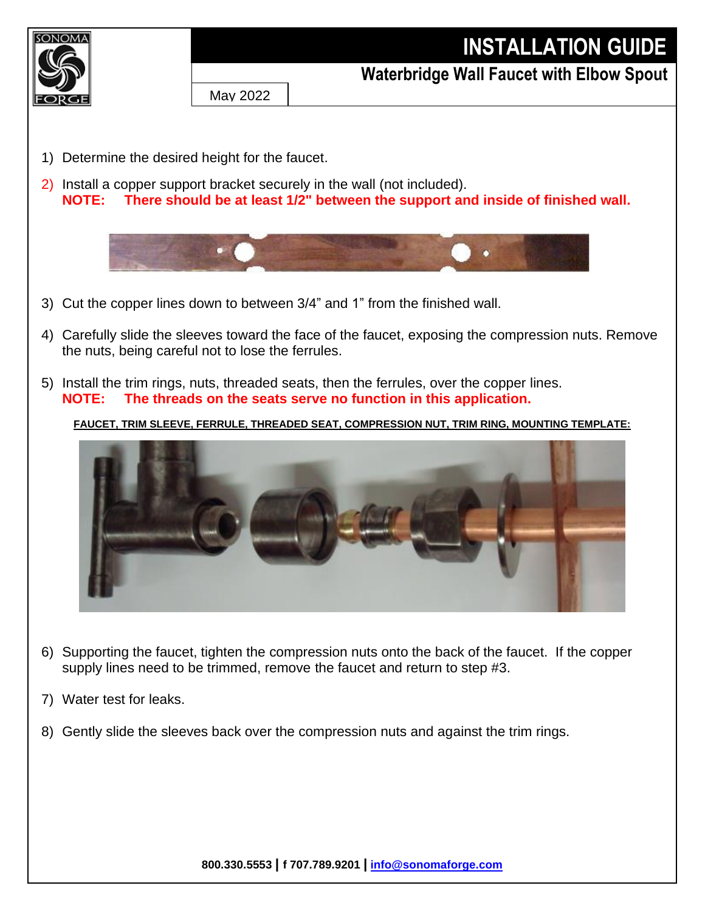# INSTALLATION GUIDE

## Waterbridge Wall Faucet with Elbow Spout

May 2022

1) Determine the desired height for the faucet.
2) Install a copper support bracket securely in the wall (not included).
   **NOTE: There should be at least 1/2" between the support and inside of finished wall.**
3) Cut the copper lines down to between 3/4" and 1" from the finished wall.
4) Carefully slide the sleeves toward the face of the faucet, exposing the compression nuts. Remove the nuts, being careful not to lose the ferrules.
5) Install the trim rings, nuts, threaded seats, then the ferrules, over the copper lines.
   **NOTE: The threads on the seats serve no function in this application.**

**FAUCET, TRIM SLEEVE, FERRULE, THREADED SEAT, COMPRESSION NUT, TRIM RING, MOUNTING TEMPLATE:**

6) Supporting the faucet, tighten the compression nuts onto the back of the faucet. If the copper supply lines need to be trimmed, remove the faucet and return to step #3.
7) Water test for leaks.
8) Gently slide the sleeves back over the compression nuts and against the trim rings.

**800.330.5553 | f 707.789.9201 | info@sonomaforge.com**